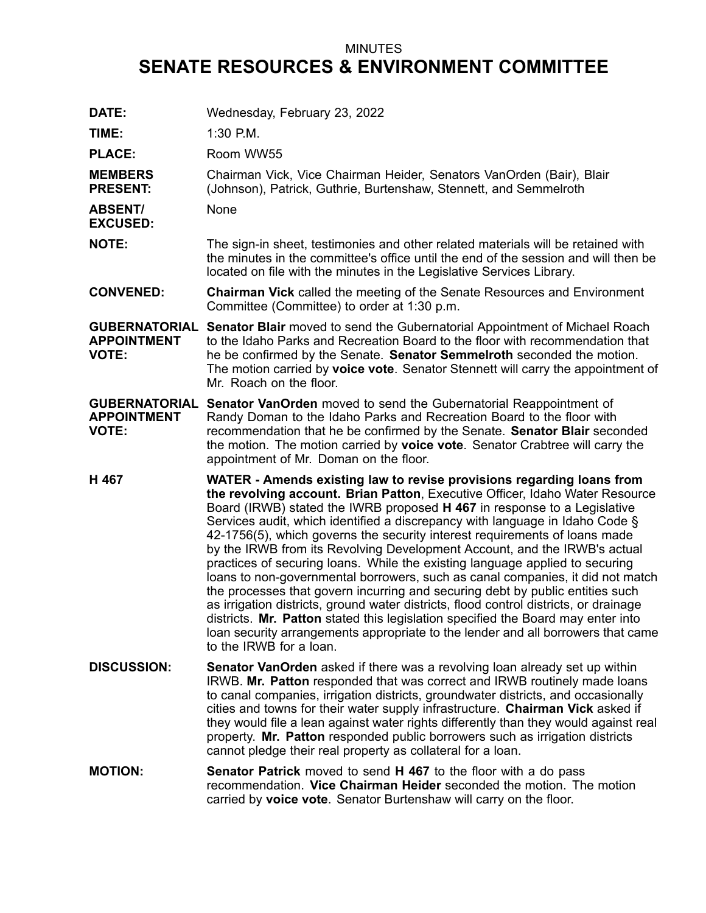MINUTES

# SENATE RESOURCES & ENVIRONMENT COMMITTEE

**DATE:** Wednesday, February 23, 2022

**TIME:** 1:30 P.M.

**PLACE:** Room WW55

**MEMBERS PRESENT:** Chairman Vick, Vice Chairman Heider, Senators VanOrden (Bair), Blair (Johnson), Patrick, Guthrie, Burtenshaw, Stennett, and Semmelroth

**ABSENT/ EXCUSED:** None

**NOTE:** The sign-in sheet, testimonies and other related materials will be retained with the minutes in the committee's office until the end of the session and will then be located on file with the minutes in the Legislative Services Library.

**CONVENED:** **Chairman Vick** called the meeting of the Senate Resources and Environment Committee (Committee) to order at 1:30 p.m.

**GUBERNATORIAL APPOINTMENT VOTE:** **Senator Blair** moved to send the Gubernatorial Appointment of Michael Roach to the Idaho Parks and Recreation Board to the floor with recommendation that he be confirmed by the Senate. **Senator Semmelroth** seconded the motion. The motion carried by **voice vote**. Senator Stennett will carry the appointment of Mr. Roach on the floor.

**GUBERNATORIAL APPOINTMENT VOTE:** **Senator VanOrden** moved to send the Gubernatorial Reappointment of Randy Doman to the Idaho Parks and Recreation Board to the floor with recommendation that he be confirmed by the Senate. **Senator Blair** seconded the motion. The motion carried by **voice vote**. Senator Crabtree will carry the appointment of Mr. Doman on the floor.

**H 467** **WATER - Amends existing law to revise provisions regarding loans from the revolving account. Brian Patton**, Executive Officer, Idaho Water Resource Board (IRWB) stated the IWRB proposed **H 467** in response to a Legislative Services audit, which identified a discrepancy with language in Idaho Code § 42-1756(5), which governs the security interest requirements of loans made by the IRWB from its Revolving Development Account, and the IRWB's actual practices of securing loans. While the existing language applied to securing loans to non-governmental borrowers, such as canal companies, it did not match the processes that govern incurring and securing debt by public entities such as irrigation districts, ground water districts, flood control districts, or drainage districts. **Mr. Patton** stated this legislation specified the Board may enter into loan security arrangements appropriate to the lender and all borrowers that came to the IRWB for a loan.

**DISCUSSION:** **Senator VanOrden** asked if there was a revolving loan already set up within IRWB. **Mr. Patton** responded that was correct and IRWB routinely made loans to canal companies, irrigation districts, groundwater districts, and occasionally cities and towns for their water supply infrastructure. **Chairman Vick** asked if they would file a lean against water rights differently than they would against real property. **Mr. Patton** responded public borrowers such as irrigation districts cannot pledge their real property as collateral for a loan.

**MOTION:** **Senator Patrick** moved to send **H 467** to the floor with a do pass recommendation. **Vice Chairman Heider** seconded the motion. The motion carried by **voice vote**. Senator Burtenshaw will carry on the floor.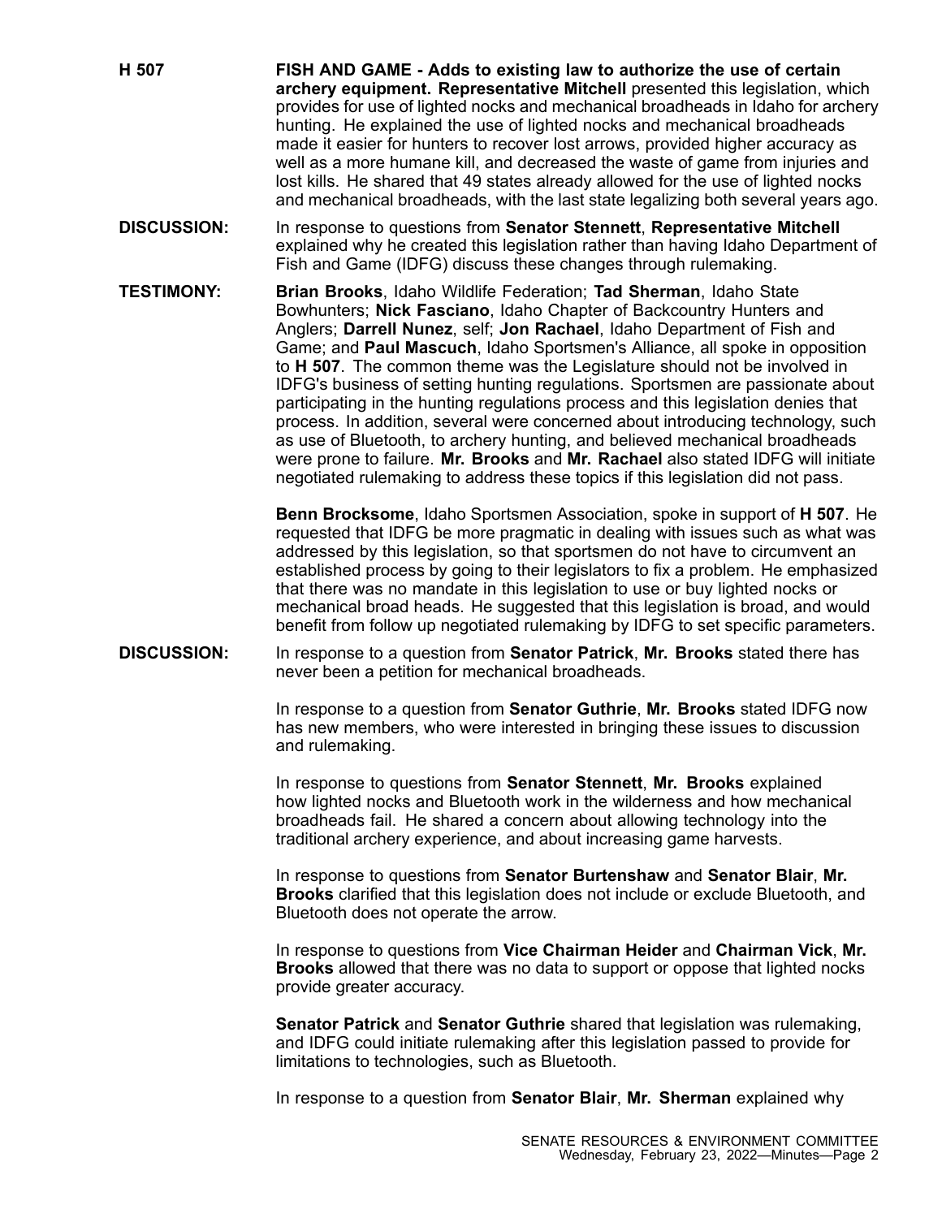**H 507** **FISH AND GAME - Adds to existing law to authorize the use of certain archery equipment. Representative Mitchell** presented this legislation, which provides for use of lighted nocks and mechanical broadheads in Idaho for archery hunting. He explained the use of lighted nocks and mechanical broadheads made it easier for hunters to recover lost arrows, provided higher accuracy as well as a more humane kill, and decreased the waste of game from injuries and lost kills. He shared that 49 states already allowed for the use of lighted nocks and mechanical broadheads, with the last state legalizing both several years ago.

**DISCUSSION:** In response to questions from **Senator Stennett**, **Representative Mitchell** explained why he created this legislation rather than having Idaho Department of Fish and Game (IDFG) discuss these changes through rulemaking.

**TESTIMONY:** **Brian Brooks**, Idaho Wildlife Federation; **Tad Sherman**, Idaho State Bowhunters; **Nick Fasciano**, Idaho Chapter of Backcountry Hunters and Anglers; **Darrell Nunez**, self; **Jon Rachael**, Idaho Department of Fish and Game; and **Paul Mascuch**, Idaho Sportsmen's Alliance, all spoke in opposition to **H 507**. The common theme was the Legislature should not be involved in IDFG's business of setting hunting regulations. Sportsmen are passionate about participating in the hunting regulations process and this legislation denies that process. In addition, several were concerned about introducing technology, such as use of Bluetooth, to archery hunting, and believed mechanical broadheads were prone to failure. **Mr. Brooks** and **Mr. Rachael** also stated IDFG will initiate negotiated rulemaking to address these topics if this legislation did not pass.

**Benn Brocksome**, Idaho Sportsmen Association, spoke in support of **H 507**. He requested that IDFG be more pragmatic in dealing with issues such as what was addressed by this legislation, so that sportsmen do not have to circumvent an established process by going to their legislators to fix a problem. He emphasized that there was no mandate in this legislation to use or buy lighted nocks or mechanical broad heads. He suggested that this legislation is broad, and would benefit from follow up negotiated rulemaking by IDFG to set specific parameters.

**DISCUSSION:** In response to a question from **Senator Patrick**, **Mr. Brooks** stated there has never been a petition for mechanical broadheads.

In response to a question from **Senator Guthrie**, **Mr. Brooks** stated IDFG now has new members, who were interested in bringing these issues to discussion and rulemaking.

In response to questions from **Senator Stennett**, **Mr. Brooks** explained how lighted nocks and Bluetooth work in the wilderness and how mechanical broadheads fail. He shared a concern about allowing technology into the traditional archery experience, and about increasing game harvests.

In response to questions from **Senator Burtenshaw** and **Senator Blair**, **Mr. Brooks** clarified that this legislation does not include or exclude Bluetooth, and Bluetooth does not operate the arrow.

In response to questions from **Vice Chairman Heider** and **Chairman Vick**, **Mr. Brooks** allowed that there was no data to support or oppose that lighted nocks provide greater accuracy.

**Senator Patrick** and **Senator Guthrie** shared that legislation was rulemaking, and IDFG could initiate rulemaking after this legislation passed to provide for limitations to technologies, such as Bluetooth.

In response to a question from **Senator Blair**, **Mr. Sherman** explained why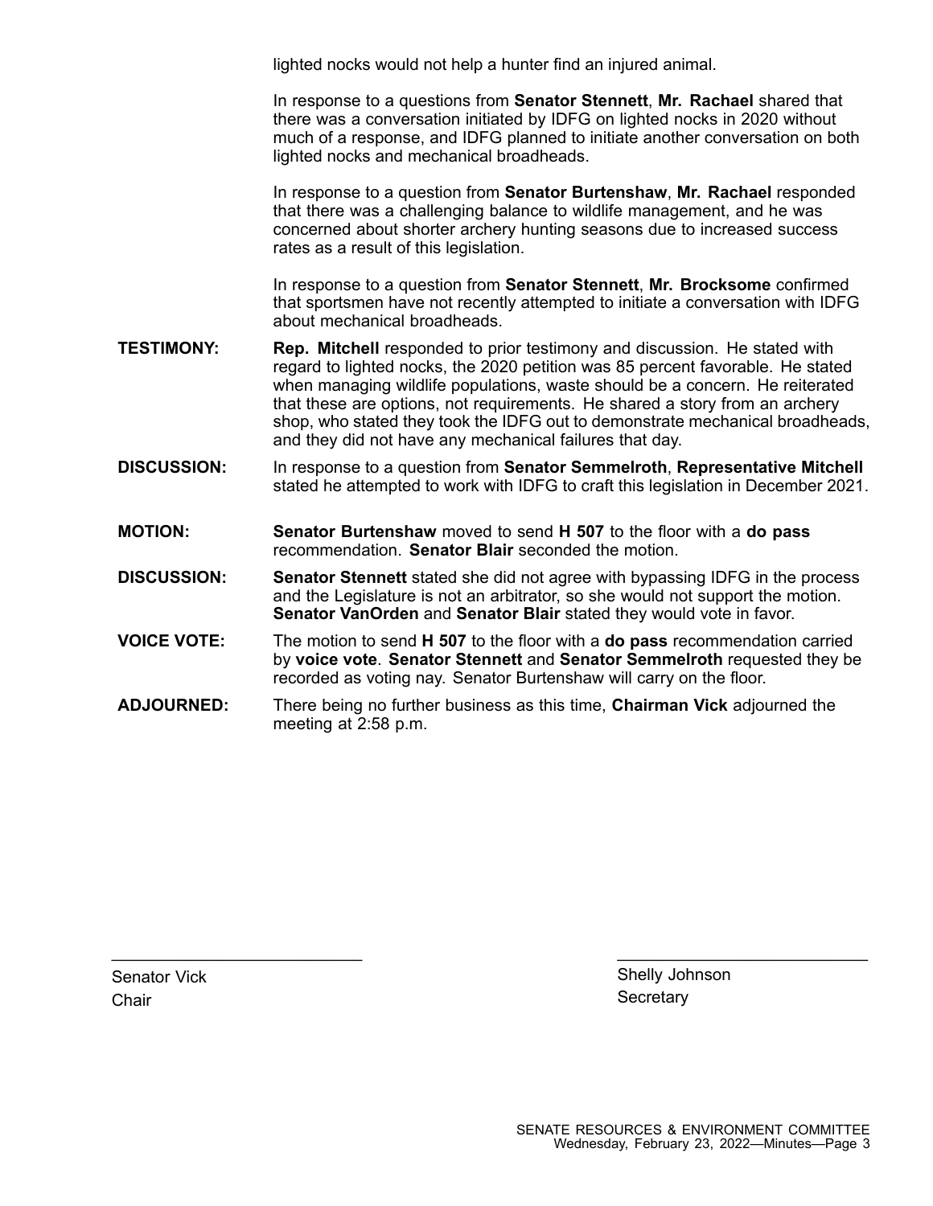lighted nocks would not help a hunter find an injured animal.

In response to a questions from **Senator Stennett**, **Mr. Rachael** shared that there was a conversation initiated by IDFG on lighted nocks in 2020 without much of a response, and IDFG planned to initiate another conversation on both lighted nocks and mechanical broadheads.

In response to a question from **Senator Burtenshaw**, **Mr. Rachael** responded that there was a challenging balance to wildlife management, and he was concerned about shorter archery hunting seasons due to increased success rates as a result of this legislation.

In response to a question from **Senator Stennett**, **Mr. Brocksome** confirmed that sportsmen have not recently attempted to initiate a conversation with IDFG about mechanical broadheads.

**TESTIMONY:** **Rep. Mitchell** responded to prior testimony and discussion. He stated with regard to lighted nocks, the 2020 petition was 85 percent favorable. He stated when managing wildlife populations, waste should be a concern. He reiterated that these are options, not requirements. He shared a story from an archery shop, who stated they took the IDFG out to demonstrate mechanical broadheads, and they did not have any mechanical failures that day.

**DISCUSSION:** In response to a question from **Senator Semmelroth**, **Representative Mitchell** stated he attempted to work with IDFG to craft this legislation in December 2021.

**MOTION:** **Senator Burtenshaw** moved to send **H 507** to the floor with a **do pass** recommendation. **Senator Blair** seconded the motion.

**DISCUSSION:** **Senator Stennett** stated she did not agree with bypassing IDFG in the process and the Legislature is not an arbitrator, so she would not support the motion. **Senator VanOrden** and **Senator Blair** stated they would vote in favor.

**VOICE VOTE:** The motion to send **H 507** to the floor with a **do pass** recommendation carried by **voice vote**. **Senator Stennett** and **Senator Semmelroth** requested they be recorded as voting nay. Senator Burtenshaw will carry on the floor.

**ADJOURNED:** There being no further business as this time, **Chairman Vick** adjourned the meeting at 2:58 p.m.

___________________________
Senator Vick
Chair

___________________________
Shelly Johnson
Secretary